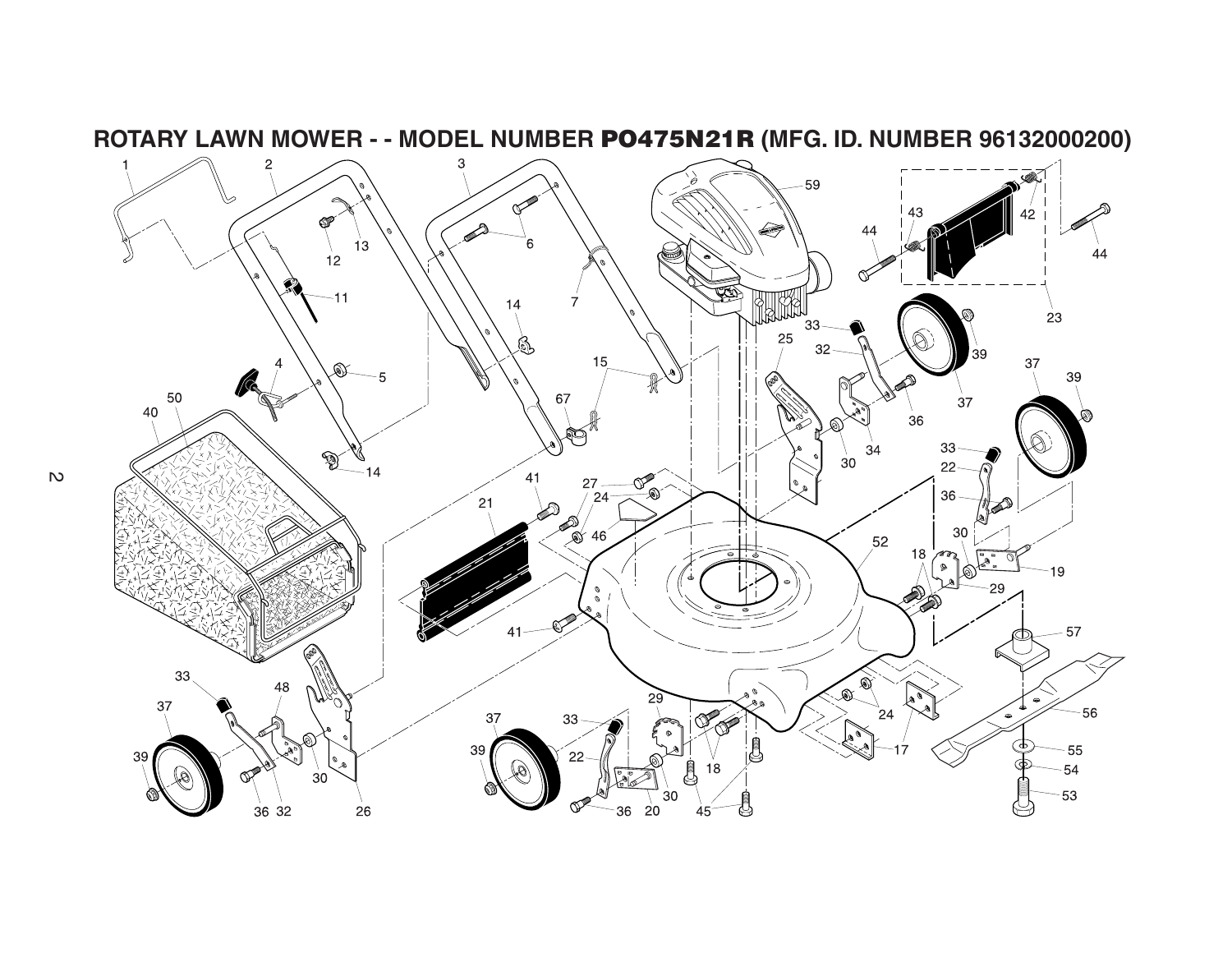# ROTARY LAWN MOWER - - MODEL NUMBER PO475N21R (MFG. ID. NUMBER 96132000200)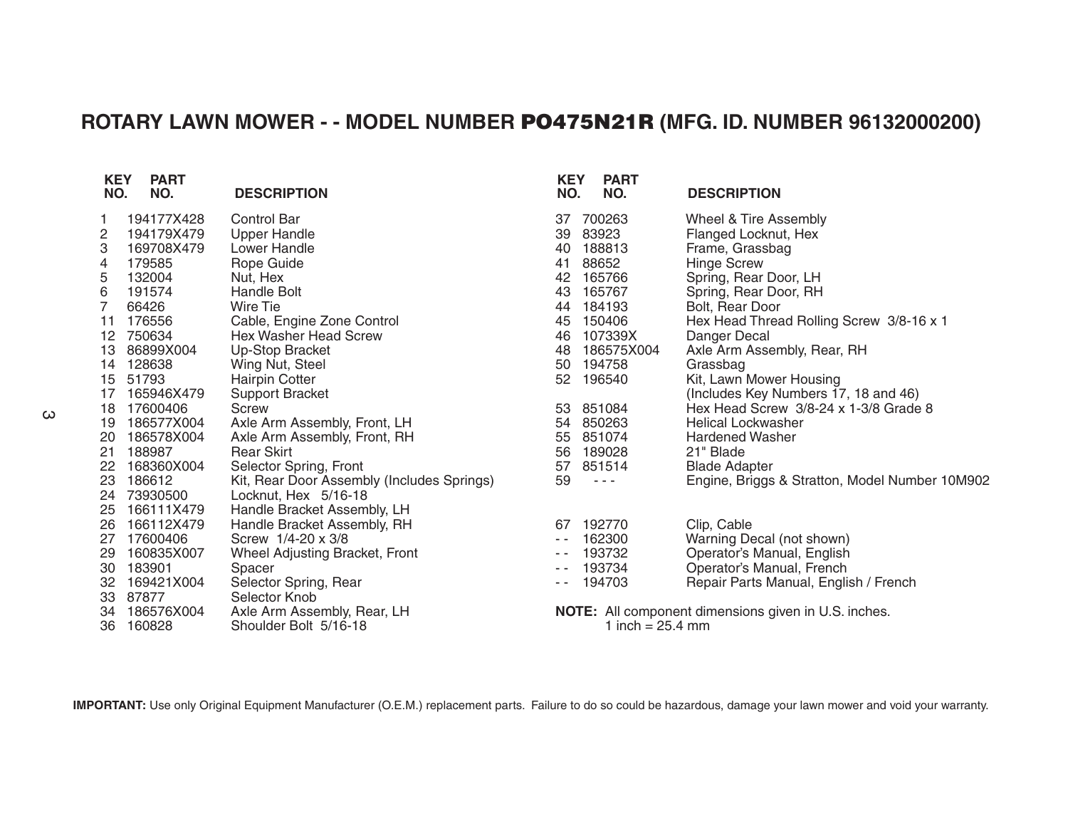# ROTARY LAWN MOWER - - MODEL NUMBER PO475N21R (MFG. ID. NUMBER 96132000200)

| KEY NO. | PART NO. | DESCRIPTION |
|---|---|---|
| 1 | 194177X428 | Control Bar |
| 2 | 194179X479 | Upper Handle |
| 3 | 169708X479 | Lower Handle |
| 4 | 179585 | Rope Guide |
| 5 | 132004 | Nut, Hex |
| 6 | 191574 | Handle Bolt |
| 7 | 66426 | Wire Tie |
| 11 | 176556 | Cable, Engine Zone Control |
| 12 | 750634 | Hex Washer Head Screw |
| 13 | 86899X004 | Up-Stop Bracket |
| 14 | 128638 | Wing Nut, Steel |
| 15 | 51793 | Hairpin Cotter |
| 17 | 165946X479 | Support Bracket |
| 18 | 17600406 | Screw |
| 19 | 186577X004 | Axle Arm Assembly, Front, LH |
| 20 | 186578X004 | Axle Arm Assembly, Front, RH |
| 21 | 188987 | Rear Skirt |
| 22 | 168360X004 | Selector Spring, Front |
| 23 | 186612 | Kit, Rear Door Assembly (Includes Springs) |
| 24 | 73930500 | Locknut, Hex 5/16-18 |
| 25 | 166111X479 | Handle Bracket Assembly, LH |
| 26 | 166112X479 | Handle Bracket Assembly, RH |
| 27 | 17600406 | Screw 1/4-20 x 3/8 |
| 29 | 160835X007 | Wheel Adjusting Bracket, Front |
| 30 | 183901 | Spacer |
| 32 | 169421X004 | Selector Spring, Rear |
| 33 | 87877 | Selector Knob |
| 34 | 186576X004 | Axle Arm Assembly, Rear, LH |
| 36 | 160828 | Shoulder Bolt 5/16-18 |
| 37 | 700263 | Wheel & Tire Assembly |
| 39 | 83923 | Flanged Locknut, Hex |
| 40 | 188813 | Frame, Grassbag |
| 41 | 88652 | Hinge Screw |
| 42 | 165766 | Spring, Rear Door, LH |
| 43 | 165767 | Spring, Rear Door, RH |
| 44 | 184193 | Bolt, Rear Door |
| 45 | 150406 | Hex Head Thread Rolling Screw 3/8-16 x 1 |
| 46 | 107339X | Danger Decal |
| 48 | 186575X004 | Axle Arm Assembly, Rear, RH |
| 50 | 194758 | Grassbag |
| 52 | 196540 | Kit, Lawn Mower Housing (Includes Key Numbers 17, 18 and 46) |
| 53 | 851084 | Hex Head Screw 3/8-24 x 1-3/8 Grade 8 |
| 54 | 850263 | Helical Lockwasher |
| 55 | 851074 | Hardened Washer |
| 56 | 189028 | 21" Blade |
| 57 | 851514 | Blade Adapter |
| 59 | - - - | Engine, Briggs & Stratton, Model Number 10M902 |
| 67 | 192770 | Clip, Cable |
| - - | 162300 | Warning Decal (not shown) |
| - - | 193732 | Operator's Manual, English |
| - - | 193734 | Operator's Manual, French |
| - - | 194703 | Repair Parts Manual, English / French |

**NOTE:** All component dimensions given in U.S. inches.
1 inch = 25.4 mm

**IMPORTANT:** Use only Original Equipment Manufacturer (O.E.M.) replacement parts. Failure to do so could be hazardous, damage your lawn mower and void your warranty.